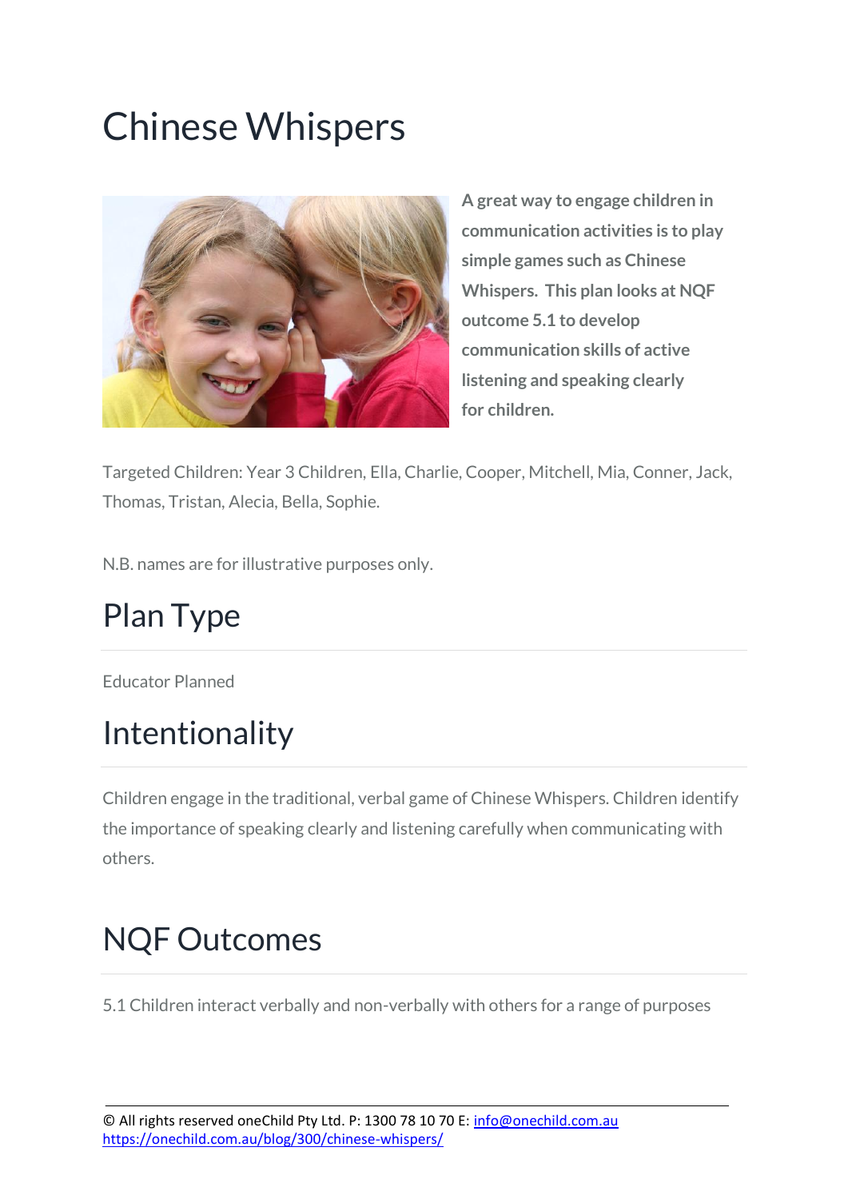# Chinese Whispers

**A great way to engage children in communication activities is to play simple games such as Chinese Whispers. This plan looks at NQF outcome 5.1 to develop communication skills of active listening and speaking clearly for children.**

Targeted Children: Year 3 Children, Ella, Charlie, Cooper, Mitchell, Mia, Conner, Jack, Thomas, Tristan, Alecia, Bella, Sophie.

N.B. names are for illustrative purposes only.

## Plan Type

Educator Planned

## Intentionality

Children engage in the traditional, verbal game of Chinese Whispers. Children identify the importance of speaking clearly and listening carefully when communicating with others.

## NQF Outcomes

5.1 Children interact verbally and non-verbally with others for a range of purposes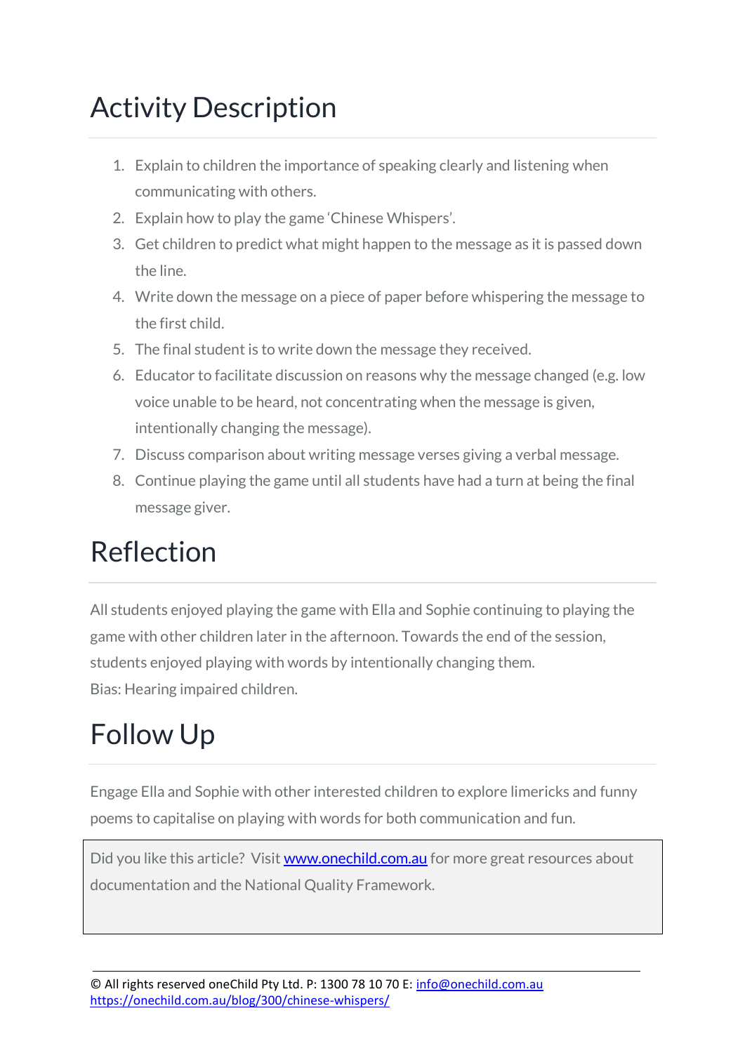## Activity Description

1. Explain to children the importance of speaking clearly and listening when communicating with others.
2. Explain how to play the game 'Chinese Whispers'.
3. Get children to predict what might happen to the message as it is passed down the line.
4. Write down the message on a piece of paper before whispering the message to the first child.
5. The final student is to write down the message they received.
6. Educator to facilitate discussion on reasons why the message changed (e.g. low voice unable to be heard, not concentrating when the message is given, intentionally changing the message).
7. Discuss comparison about writing message verses giving a verbal message.
8. Continue playing the game until all students have had a turn at being the final message giver.

## Reflection

All students enjoyed playing the game with Ella and Sophie continuing to playing the game with other children later in the afternoon. Towards the end of the session, students enjoyed playing with words by intentionally changing them.
Bias: Hearing impaired children.

## Follow Up

Engage Ella and Sophie with other interested children to explore limericks and funny poems to capitalise on playing with words for both communication and fun.

Did you like this article? Visit [www.onechild.com.au](http://www.onechild.com.au) for more great resources about documentation and the National Quality Framework.

© All rights reserved oneChild Pty Ltd. P: 1300 78 10 70 E: [info@onechild.com.au](mailto:info@onechild.com.au)
https://onechild.com.au/blog/300/chinese-whispers/